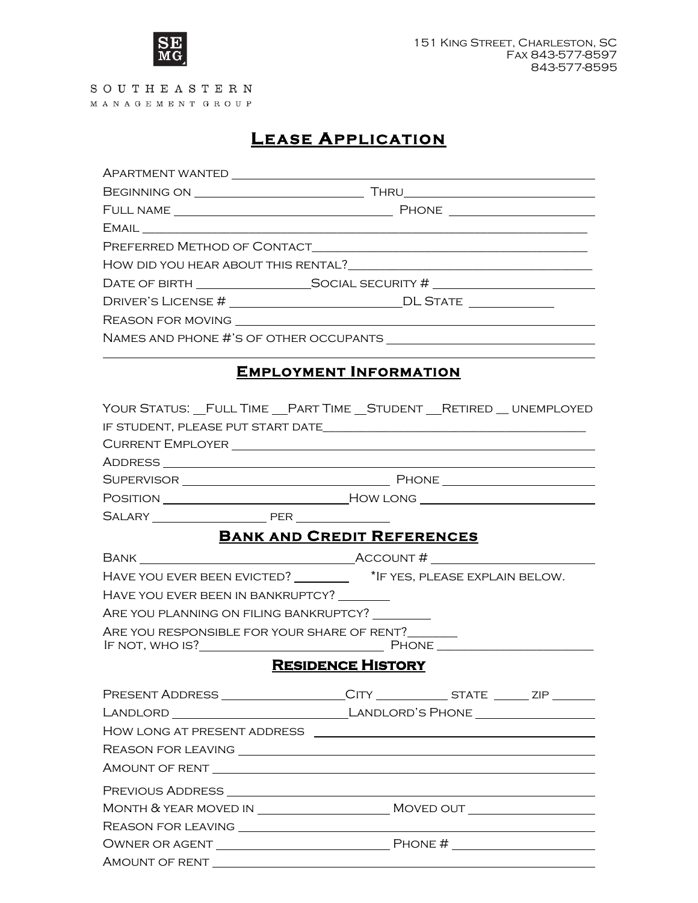SE MG

SOUTHEASTERN
MANAGEMENT GROUP

151 King Street, Charleston, SC
Fax 843-577-8597
843-577-8595

# Lease Application

Apartment wanted ______________________________

Beginning on ______________________ Thru ______________________

Full name ______________________ Phone ______________________

Email ______________________________

Preferred Method of Contact______________________________

How did you hear about this rental?______________________________

Date of birth ______________Social security # ______________________

Driver's License # ______________________DL State ____________

Reason for moving ______________________________

Names and phone #'s of other occupants ______________________________

______________________________

## Employment Information

Your Status: __Full Time __Part Time __Student __Retired __ unemployed

if student, please put start date______________________________

Current Employer ______________________________

Address ______________________________

Supervisor ______________________ Phone ______________________

Position ______________________How long ______________________

Salary ______________ per ____________

## Bank and Credit References

Bank ______________________Account # ______________________

Have you ever been evicted? ________ *If yes, please explain below.

Have you ever been in bankruptcy? ________

Are you planning on filing bankruptcy? ________

Are you responsible for your share of rent?_______
If not, who is?______________________ Phone ______________________

## Residence History

Present Address ______________City __________ state _____ zip ______

Landlord ______________________Landlord's Phone ______________

How long at present address ______________________________

Reason for leaving ______________________________

Amount of rent ______________________________

Previous Address ______________________________

Month & year moved in ______________ Moved out ______________

Reason for leaving ______________________________

Owner or agent ______________________ Phone # ______________

Amount of rent ______________________________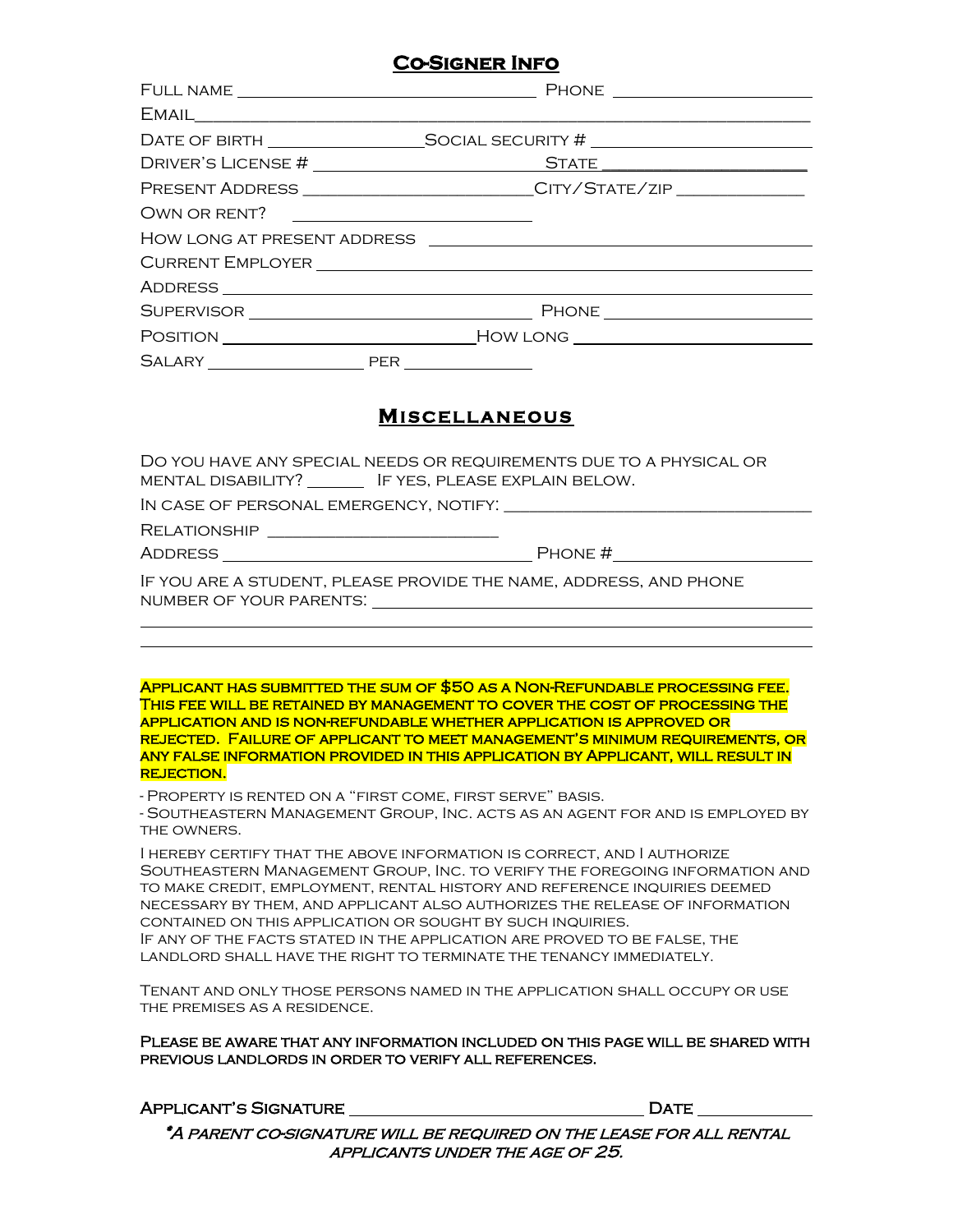## Co-Signer Info

Full name ______________________________ Phone ____________________

Email_______________________________________________________________

Date of birth ______________Social security # ______________________

Driver's License # ______________________ State ____________________

Present Address ______________________City/State/zip _____________

Own or rent? ______________________

How long at present address ________________________________________

Current Employer ___________________________________________________

Address ____________________________________________________________

Supervisor ____________________________ Phone ______________________

Position ________________________How long __________________________

Salary ________________ per _____________

## Miscellaneous

Do you have any special needs or requirements due to a physical or mental disability? ______ If yes, please explain below.

In case of personal emergency, notify: _______________________________

Relationship ______________________

Address _______________________________ Phone #_____________________

If you are a student, please provide the name, address, and phone number of your parents: ___________________________________________

_____________________________________________________________________

_____________________________________________________________________

**Applicant has submitted the sum of $50 as a Non-Refundable processing fee. This fee will be retained by management to cover the cost of processing the application and is non-refundable whether application is approved or rejected. Failure of applicant to meet management's minimum requirements, or any false information provided in this application by Applicant, will result in rejection.**

- Property is rented on a "first come, first serve" basis.
- Southeastern Management Group, Inc. acts as an agent for and is employed by the owners.

I hereby certify that the above information is correct, and I authorize Southeastern Management Group, Inc. to verify the foregoing information and to make credit, employment, rental history and reference inquiries deemed necessary by them, and applicant also authorizes the release of information contained on this application or sought by such inquiries.
If any of the facts stated in the application are proved to be false, the landlord shall have the right to terminate the tenancy immediately.

Tenant and only those persons named in the application shall occupy or use the premises as a residence.

**Please be aware that any information included on this page will be shared with previous landlords in order to verify all references.**

**Applicant's Signature** ______________________________ **Date** ___________

***A parent co-signature will be required on the lease for all rental applicants under the age of 25.***